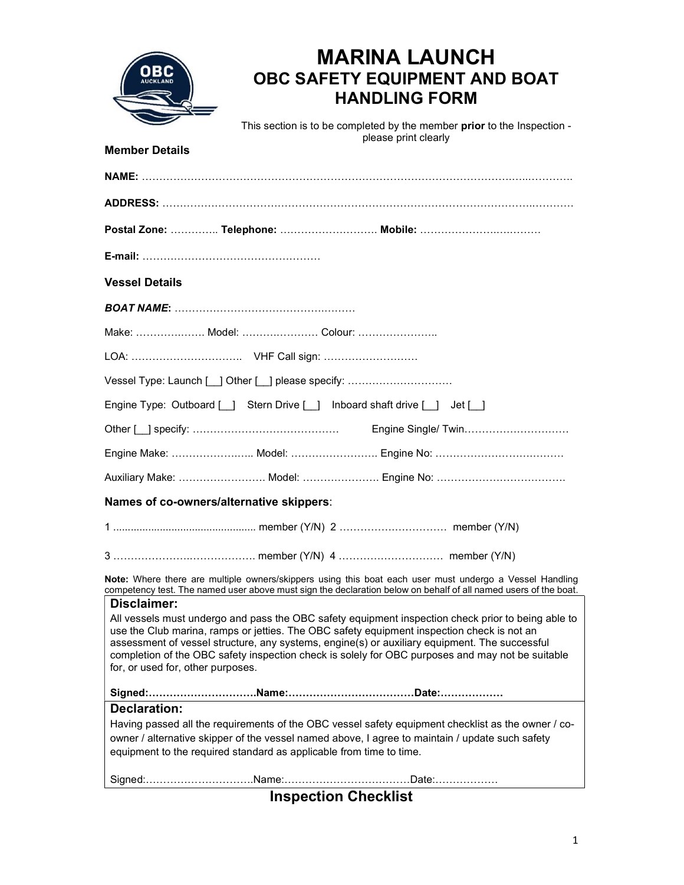# MARINA LAUNCH
## OBC SAFETY EQUIPMENT AND BOAT HANDLING FORM

This section is to be completed by the member **prior** to the Inspection - please print clearly

### Member Details

**NAME:** ……………………………………………………………………………………………………………….

**ADDRESS:** ……………………………………………………………………………………………………………

**Postal Zone:** ………….. **Telephone:** ……………………….. **Mobile:** ………………………………

**E-mail:** ……………………………………………

### Vessel Details

***BOAT NAME*:** ……………………………………………

Make: ………………. Model: ………………… Colour: …………………..

LOA: ………………………….. VHF Call sign: ………………………

Vessel Type: Launch [__] Other [__] please specify: …………………………

Engine Type: Outboard [__] Stern Drive [__] Inboard shaft drive [__] Jet [__]

Other [__] specify: …………………………………… Engine Single/ Twin…………………………

Engine Make: ………………….. Model: ……………………. Engine No: ………………………………

Auxiliary Make: ……………………. Model: …………………. Engine No: ……………………………….

### Names of co-owners/alternative skippers:

1 ............................................... member (Y/N) 2 ………………………… member (Y/N)

3 …………………………………. member (Y/N) 4 ………………………… member (Y/N)

**Note:** Where there are multiple owners/skippers using this boat each user must undergo a Vessel Handling competency test. The named user above must sign the declaration below on behalf of all named users of the boat.

### Disclaimer:

All vessels must undergo and pass the OBC safety equipment inspection check prior to being able to use the Club marina, ramps or jetties. The OBC safety equipment inspection check is not an assessment of vessel structure, any systems, engine(s) or auxiliary equipment. The successful completion of the OBC safety inspection check is solely for OBC purposes and may not be suitable for, or used for, other purposes.

**Signed:………………………….Name:………………………………Date:………………**

### Declaration:

Having passed all the requirements of the OBC vessel safety equipment checklist as the owner / co-owner / alternative skipper of the vessel named above, I agree to maintain / update such safety equipment to the required standard as applicable from time to time.

Signed:………………………….Name:………………………………Date:………………

## Inspection Checklist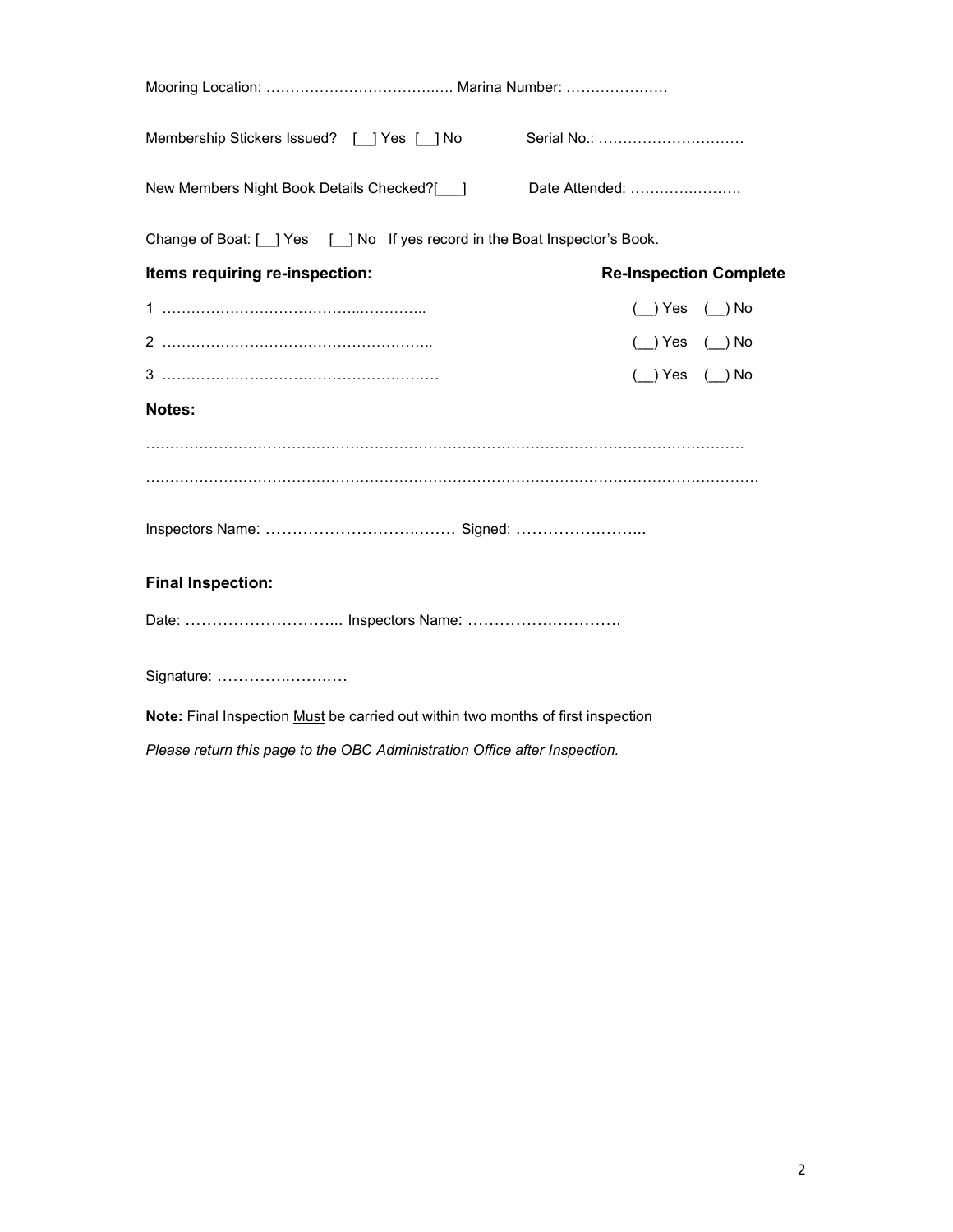Mooring Location: ……………………………..…. Marina Number: …………………

Membership Stickers Issued? [__] Yes [__] No Serial No.: …………………………

New Members Night Book Details Checked?[___] Date Attended: ………….……….

Change of Boat: [__] Yes [__] No If yes record in the Boat Inspector's Book.

| **Items requiring re-inspection:** | **Re-Inspection Complete** |
| --- | --- |
| 1 ………………………………...………….. | (__) Yes (__) No |
| 2 ……………………………………………….. | (__) Yes (__) No |
| 3 …………………………………………………. | (__) Yes (__) No |

**Notes:**

…………………………………………………………………………………………………………

…………………………………………………………………………………………………………

Inspectors Name: ……………………….……. Signed: ……………….……...

**Final Inspection:**

Date: ………………………... Inspectors Name: ……………….……….

Signature: ……….….…….…

**Note:** Final Inspection <u>Must</u> be carried out within two months of first inspection

*Please return this page to the OBC Administration Office after Inspection.*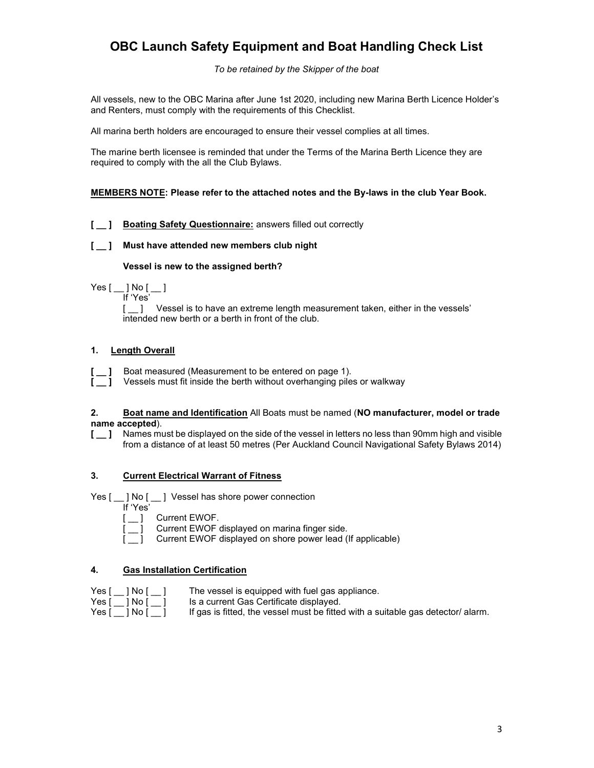# OBC Launch Safety Equipment and Boat Handling Check List

*To be retained by the Skipper of the boat*

All vessels, new to the OBC Marina after June 1st 2020, including new Marina Berth Licence Holder's and Renters, must comply with the requirements of this Checklist.

All marina berth holders are encouraged to ensure their vessel complies at all times.

The marine berth licensee is reminded that under the Terms of the Marina Berth Licence they are required to comply with the all the Club Bylaws.

**<u>MEMBERS NOTE</u>: Please refer to the attached notes and the By-laws in the club Year Book.**

**[ __ ]** **<u>Boating Safety Questionnaire:</u>** answers filled out correctly

**[ __ ]** **Must have attended new members club night**

**Vessel is new to the assigned berth?**

Yes [ __ ] No [ __ ]
If 'Yes'
[ __ ] Vessel is to have an extreme length measurement taken, either in the vessels' intended new berth or a berth in front of the club.

## 1. <u>Length Overall</u>

**[ __ ]** Boat measured (Measurement to be entered on page 1).
**[ __ ]** Vessels must fit inside the berth without overhanging piles or walkway

## 2. <u>Boat name and Identification</u> All Boats must be named (**NO manufacturer, model or trade name accepted**).

**[ __ ]** Names must be displayed on the side of the vessel in letters no less than 90mm high and visible from a distance of at least 50 metres (Per Auckland Council Navigational Safety Bylaws 2014)

## 3. <u>Current Electrical Warrant of Fitness</u>

Yes [ __ ] No [ __ ] Vessel has shore power connection
If 'Yes'
[ __ ] Current EWOF.
[ __ ] Current EWOF displayed on marina finger side.
[ __ ] Current EWOF displayed on shore power lead (If applicable)

## 4. <u>Gas Installation Certification</u>

Yes [ __ ] No [ __ ] The vessel is equipped with fuel gas appliance.
Yes [ __ ] No [ __ ] Is a current Gas Certificate displayed.
Yes [ __ ] No [ __ ] If gas is fitted, the vessel must be fitted with a suitable gas detector/ alarm.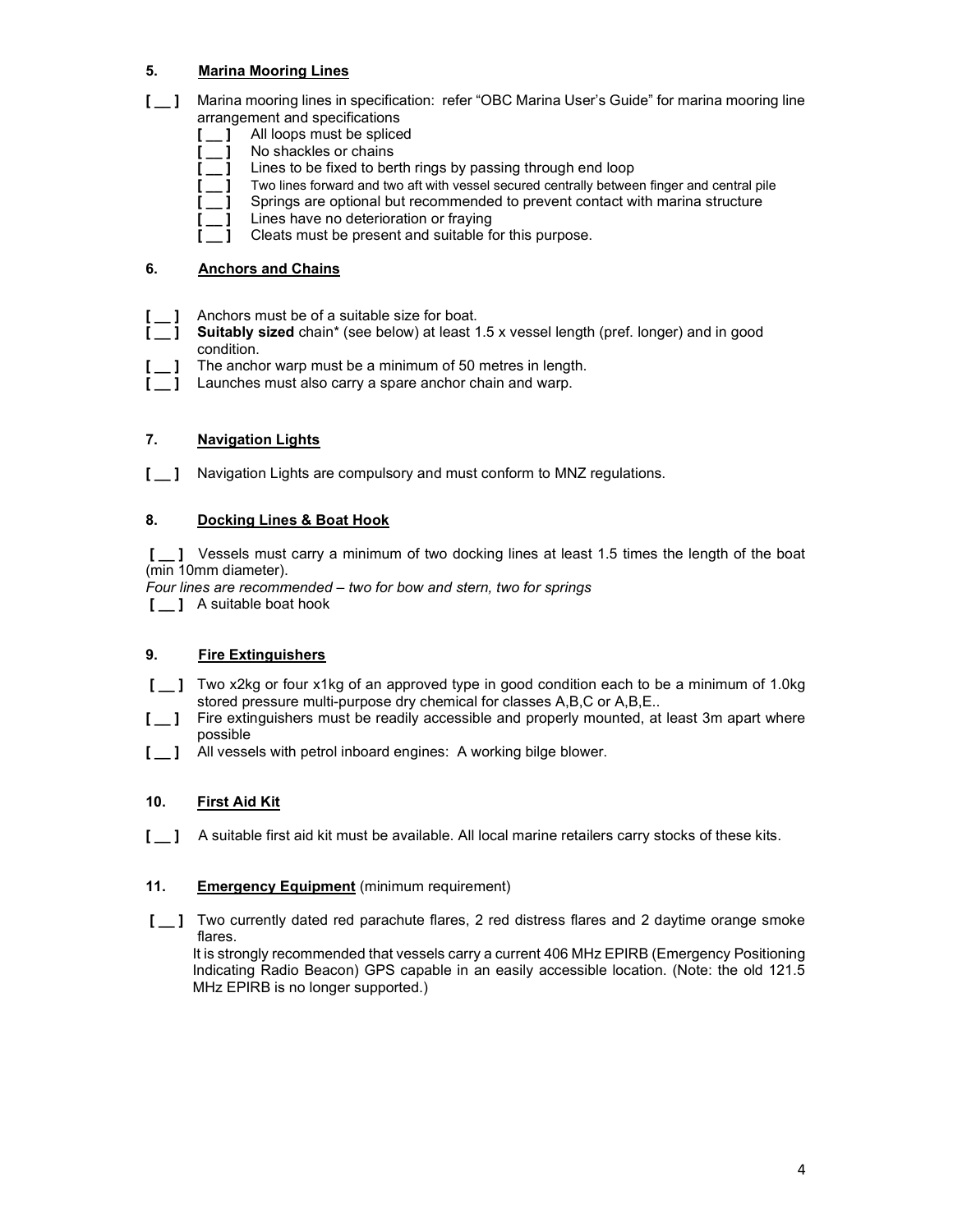## 5. Marina Mooring Lines

[ __ ] Marina mooring lines in specification: refer "OBC Marina User's Guide" for marina mooring line arrangement and specifications

- [ __ ] All loops must be spliced
- [ __ ] No shackles or chains
- [ __ ] Lines to be fixed to berth rings by passing through end loop
- [ __ ] Two lines forward and two aft with vessel secured centrally between finger and central pile
- [ __ ] Springs are optional but recommended to prevent contact with marina structure
- [ __ ] Lines have no deterioration or fraying
- [ __ ] Cleats must be present and suitable for this purpose.

## 6. Anchors and Chains

[ __ ] Anchors must be of a suitable size for boat.

[ __ ] **Suitably sized** chain* (see below) at least 1.5 x vessel length (pref. longer) and in good condition.

[ __ ] The anchor warp must be a minimum of 50 metres in length.

[ __ ] Launches must also carry a spare anchor chain and warp.

## 7. Navigation Lights

[ __ ] Navigation Lights are compulsory and must conform to MNZ regulations.

## 8. Docking Lines & Boat Hook

[ __ ] Vessels must carry a minimum of two docking lines at least 1.5 times the length of the boat (min 10mm diameter).

*Four lines are recommended – two for bow and stern, two for springs*

[ __ ] A suitable boat hook

## 9. Fire Extinguishers

[ __ ] Two x2kg or four x1kg of an approved type in good condition each to be a minimum of 1.0kg stored pressure multi-purpose dry chemical for classes A,B,C or A,B,E..

[ __ ] Fire extinguishers must be readily accessible and properly mounted, at least 3m apart where possible

[ __ ] All vessels with petrol inboard engines: A working bilge blower.

## 10. First Aid Kit

[ __ ] A suitable first aid kit must be available. All local marine retailers carry stocks of these kits.

## 11. Emergency Equipment (minimum requirement)

[ __ ] Two currently dated red parachute flares, 2 red distress flares and 2 daytime orange smoke flares.

It is strongly recommended that vessels carry a current 406 MHz EPIRB (Emergency Positioning Indicating Radio Beacon) GPS capable in an easily accessible location. (Note: the old 121.5 MHz EPIRB is no longer supported.)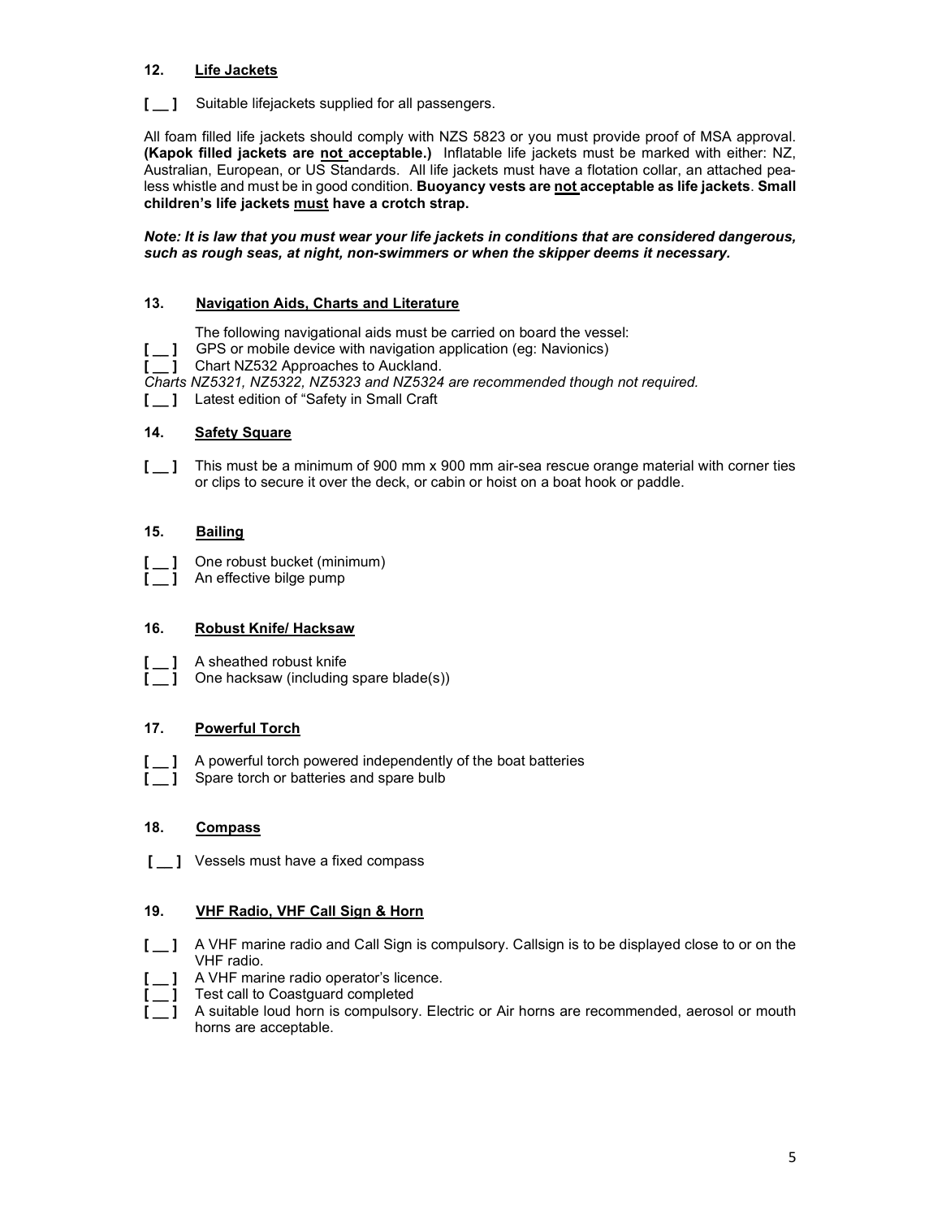## 12. Life Jackets

**[ __ ]** Suitable lifejackets supplied for all passengers.

All foam filled life jackets should comply with NZS 5823 or you must provide proof of MSA approval. **(Kapok filled jackets are not acceptable.)** Inflatable life jackets must be marked with either: NZ, Australian, European, or US Standards. All life jackets must have a flotation collar, an attached pea-less whistle and must be in good condition. **Buoyancy vests are not acceptable as life jackets**. **Small children's life jackets must have a crotch strap.**

***Note: It is law that you must wear your life jackets in conditions that are considered dangerous, such as rough seas, at night, non-swimmers or when the skipper deems it necessary.***

## 13. Navigation Aids, Charts and Literature

The following navigational aids must be carried on board the vessel:

**[ __ ]** GPS or mobile device with navigation application (eg: Navionics)
**[ __ ]** Chart NZ532 Approaches to Auckland.

*Charts NZ5321, NZ5322, NZ5323 and NZ5324 are recommended though not required.*

**[ __ ]** Latest edition of "Safety in Small Craft

## 14. Safety Square

**[ __ ]** This must be a minimum of 900 mm x 900 mm air-sea rescue orange material with corner ties or clips to secure it over the deck, or cabin or hoist on a boat hook or paddle.

## 15. Bailing

**[ __ ]** One robust bucket (minimum)
**[ __ ]** An effective bilge pump

## 16. Robust Knife/ Hacksaw

**[ __ ]** A sheathed robust knife
**[ __ ]** One hacksaw (including spare blade(s))

## 17. Powerful Torch

**[ __ ]** A powerful torch powered independently of the boat batteries
**[ __ ]** Spare torch or batteries and spare bulb

## 18. Compass

**[ __ ]** Vessels must have a fixed compass

## 19. VHF Radio, VHF Call Sign & Horn

**[ __ ]** A VHF marine radio and Call Sign is compulsory. Callsign is to be displayed close to or on the VHF radio.
**[ __ ]** A VHF marine radio operator's licence.
**[ __ ]** Test call to Coastguard completed
**[ __ ]** A suitable loud horn is compulsory. Electric or Air horns are recommended, aerosol or mouth horns are acceptable.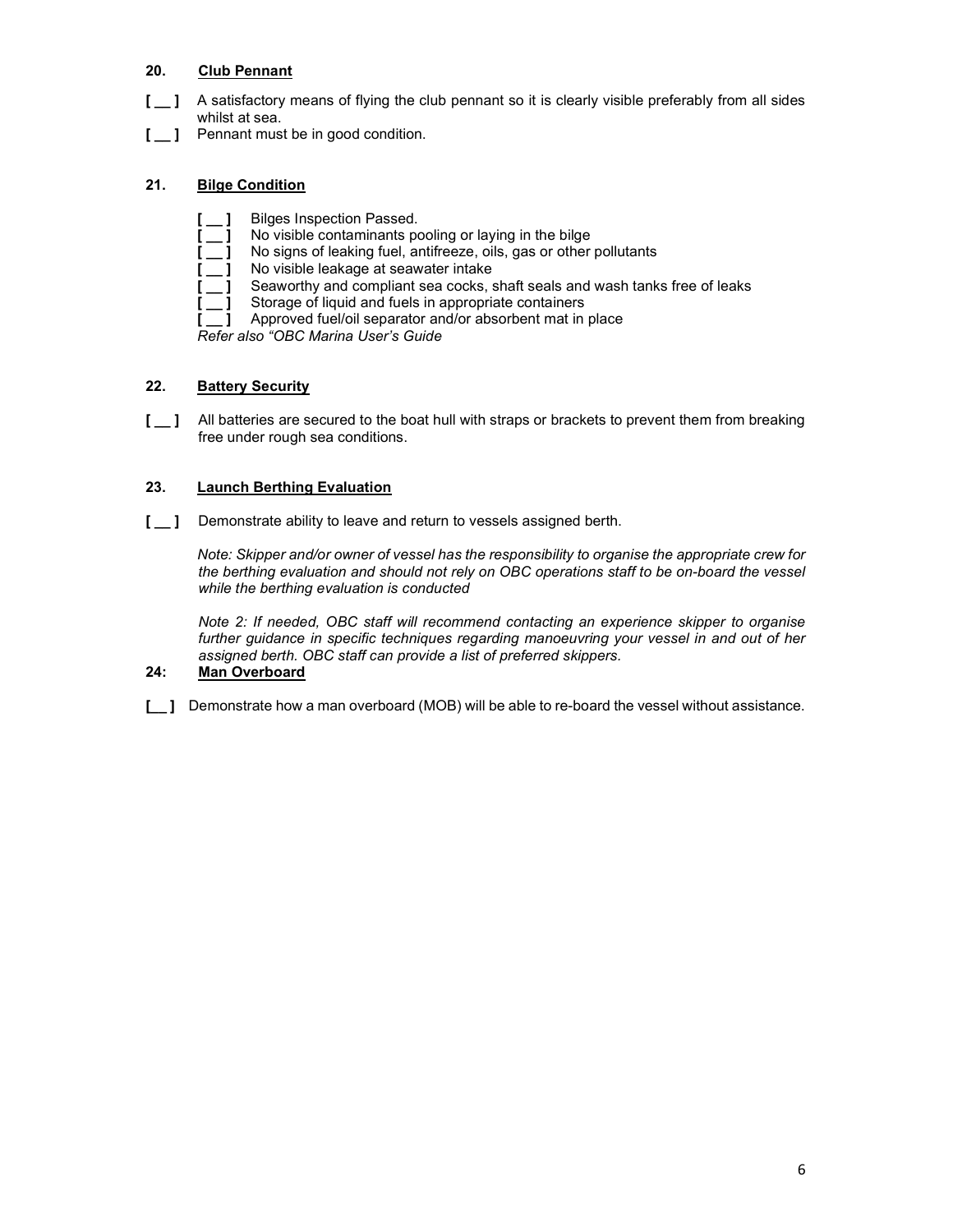**20. Club Pennant**

[ __ ] A satisfactory means of flying the club pennant so it is clearly visible preferably from all sides whilst at sea.

[ __ ] Pennant must be in good condition.

**21. Bilge Condition**

[ __ ] Bilges Inspection Passed.
[ __ ] No visible contaminants pooling or laying in the bilge
[ __ ] No signs of leaking fuel, antifreeze, oils, gas or other pollutants
[ __ ] No visible leakage at seawater intake
[ __ ] Seaworthy and compliant sea cocks, shaft seals and wash tanks free of leaks
[ __ ] Storage of liquid and fuels in appropriate containers
[ __ ] Approved fuel/oil separator and/or absorbent mat in place

*Refer also "OBC Marina User's Guide*

**22. Battery Security**

[ __ ] All batteries are secured to the boat hull with straps or brackets to prevent them from breaking free under rough sea conditions.

**23. Launch Berthing Evaluation**

[ __ ] Demonstrate ability to leave and return to vessels assigned berth.

*Note: Skipper and/or owner of vessel has the responsibility to organise the appropriate crew for the berthing evaluation and should not rely on OBC operations staff to be on-board the vessel while the berthing evaluation is conducted*

*Note 2: If needed, OBC staff will recommend contacting an experience skipper to organise further guidance in specific techniques regarding manoeuvring your vessel in and out of her assigned berth. OBC staff can provide a list of preferred skippers.*

**24: Man Overboard**

[__ ] Demonstrate how a man overboard (MOB) will be able to re-board the vessel without assistance.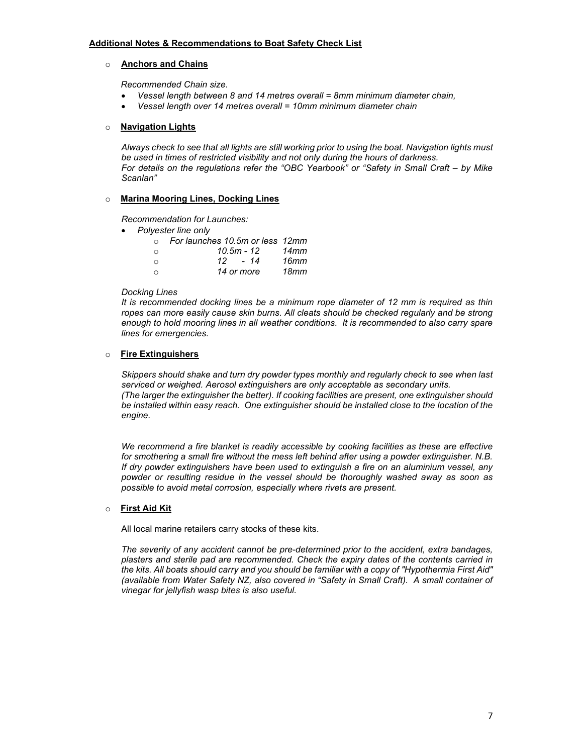**Additional Notes & Recommendations to Boat Safety Check List**

- **Anchors and Chains**

  *Recommended Chain size.*

  - *Vessel length between 8 and 14 metres overall = 8mm minimum diameter chain,*
  - *Vessel length over 14 metres overall = 10mm minimum diameter chain*

- **Navigation Lights**

  *Always check to see that all lights are still working prior to using the boat. Navigation lights must be used in times of restricted visibility and not only during the hours of darkness.*
  *For details on the regulations refer the "OBC Yearbook" or "Safety in Small Craft – by Mike Scanlan"*

- **Marina Mooring Lines, Docking Lines**

  *Recommendation for Launches:*

  - *Polyester line only*
    - *For launches 10.5m or less 12mm*
    - *10.5m - 12 14mm*
    - *12 - 14 16mm*
    - *14 or more 18mm*

  *Docking Lines*
  *It is recommended docking lines be a minimum rope diameter of 12 mm is required as thin ropes can more easily cause skin burns. All cleats should be checked regularly and be strong enough to hold mooring lines in all weather conditions. It is recommended to also carry spare lines for emergencies.*

- **Fire Extinguishers**

  *Skippers should shake and turn dry powder types monthly and regularly check to see when last serviced or weighed. Aerosol extinguishers are only acceptable as secondary units.*
  *(The larger the extinguisher the better). If cooking facilities are present, one extinguisher should be installed within easy reach. One extinguisher should be installed close to the location of the engine.*

  *We recommend a fire blanket is readily accessible by cooking facilities as these are effective for smothering a small fire without the mess left behind after using a powder extinguisher. N.B. If dry powder extinguishers have been used to extinguish a fire on an aluminium vessel, any powder or resulting residue in the vessel should be thoroughly washed away as soon as possible to avoid metal corrosion, especially where rivets are present.*

- **First Aid Kit**

  All local marine retailers carry stocks of these kits.

  *The severity of any accident cannot be pre-determined prior to the accident, extra bandages, plasters and sterile pad are recommended. Check the expiry dates of the contents carried in the kits. All boats should carry and you should be familiar with a copy of "Hypothermia First Aid" (available from Water Safety NZ, also covered in "Safety in Small Craft). A small container of vinegar for jellyfish wasp bites is also useful.*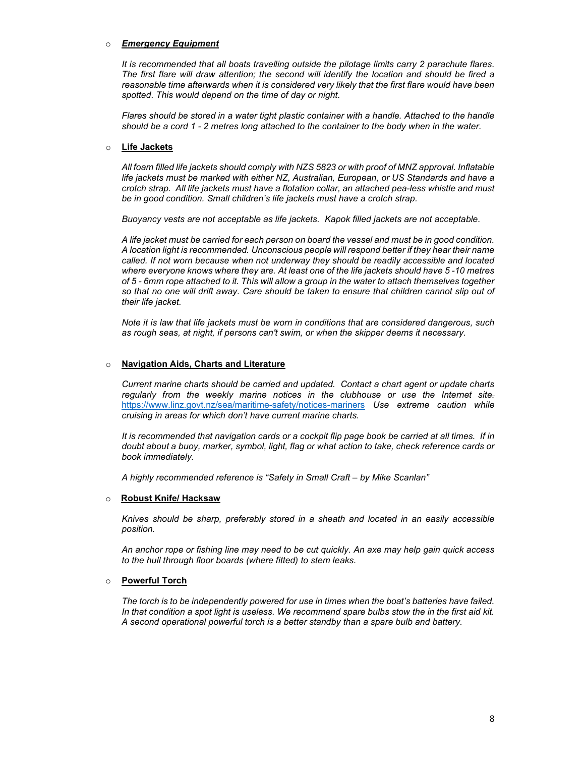- ***Emergency Equipment***

  *It is recommended that all boats travelling outside the pilotage limits carry 2 parachute flares. The first flare will draw attention; the second will identify the location and should be fired a reasonable time afterwards when it is considered very likely that the first flare would have been spotted. This would depend on the time of day or night.*

  *Flares should be stored in a water tight plastic container with a handle. Attached to the handle should be a cord 1 - 2 metres long attached to the container to the body when in the water.*

- **Life Jackets**

  *All foam filled life jackets should comply with NZS 5823 or with proof of MNZ approval. Inflatable life jackets must be marked with either NZ, Australian, European, or US Standards and have a crotch strap. All life jackets must have a flotation collar, an attached pea-less whistle and must be in good condition. Small children's life jackets must have a crotch strap.*

  *Buoyancy vests are not acceptable as life jackets. Kapok filled jackets are not acceptable.*

  *A life jacket must be carried for each person on board the vessel and must be in good condition. A location light is recommended. Unconscious people will respond better if they hear their name called. If not worn because when not underway they should be readily accessible and located where everyone knows where they are. At least one of the life jackets should have 5 -10 metres of 5 - 6mm rope attached to it. This will allow a group in the water to attach themselves together so that no one will drift away. Care should be taken to ensure that children cannot slip out of their life jacket.*

  *Note it is law that life jackets must be worn in conditions that are considered dangerous, such as rough seas, at night, if persons can't swim, or when the skipper deems it necessary.*

- **Navigation Aids, Charts and Literature**

  *Current marine charts should be carried and updated. Contact a chart agent or update charts regularly from the weekly marine notices in the clubhouse or use the Internet site.* https://www.linz.govt.nz/sea/maritime-safety/notices-mariners *Use extreme caution while cruising in areas for which don't have current marine charts.*

  *It is recommended that navigation cards or a cockpit flip page book be carried at all times. If in doubt about a buoy, marker, symbol, light, flag or what action to take, check reference cards or book immediately.*

  *A highly recommended reference is "Safety in Small Craft – by Mike Scanlan"*

- **Robust Knife/ Hacksaw**

  *Knives should be sharp, preferably stored in a sheath and located in an easily accessible position.*

  *An anchor rope or fishing line may need to be cut quickly. An axe may help gain quick access to the hull through floor boards (where fitted) to stem leaks.*

- **Powerful Torch**

  *The torch is to be independently powered for use in times when the boat's batteries have failed. In that condition a spot light is useless. We recommend spare bulbs stow the in the first aid kit. A second operational powerful torch is a better standby than a spare bulb and battery.*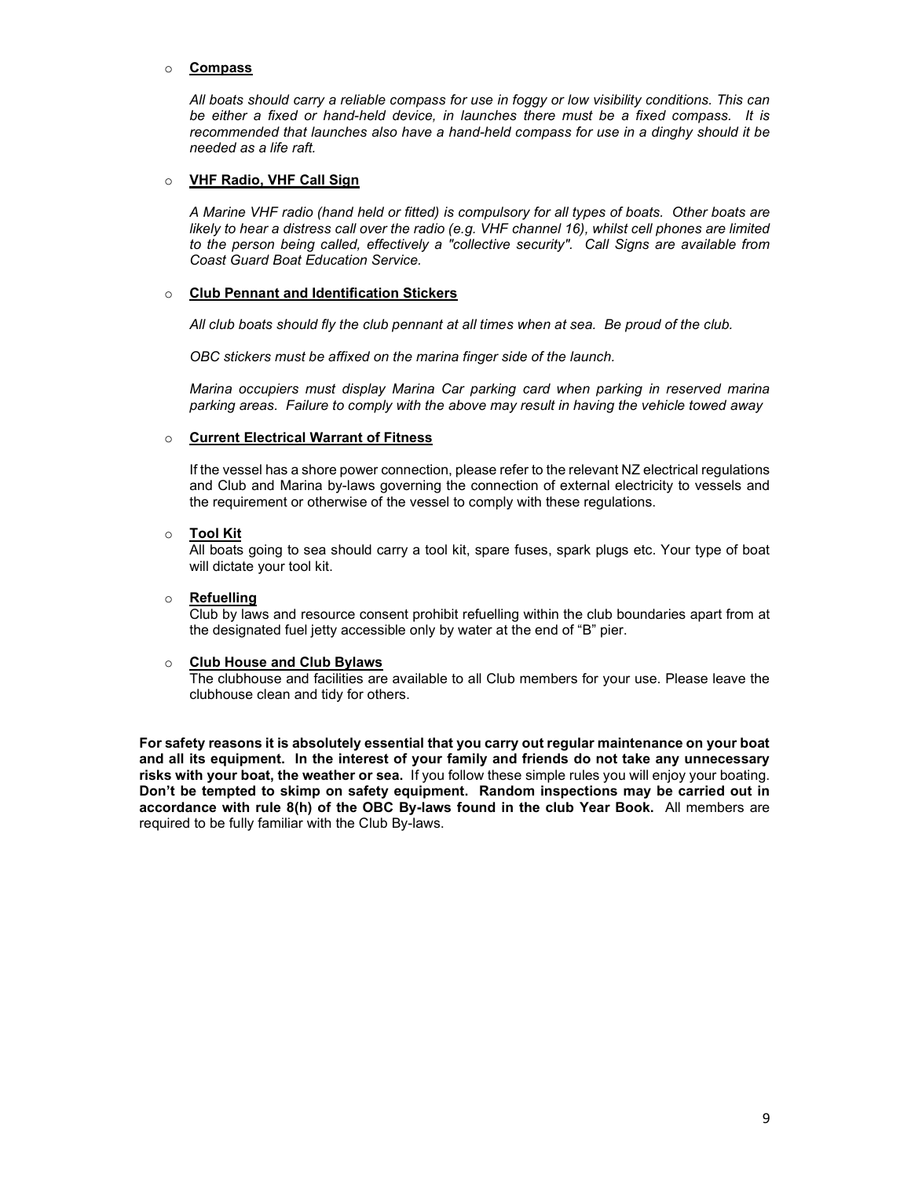- **<u>Compass</u>**

  *All boats should carry a reliable compass for use in foggy or low visibility conditions. This can be either a fixed or hand-held device, in launches there must be a fixed compass. It is recommended that launches also have a hand-held compass for use in a dinghy should it be needed as a life raft.*

- **<u>VHF Radio, VHF Call Sign</u>**

  *A Marine VHF radio (hand held or fitted) is compulsory for all types of boats. Other boats are likely to hear a distress call over the radio (e.g. VHF channel 16), whilst cell phones are limited to the person being called, effectively a "collective security". Call Signs are available from Coast Guard Boat Education Service.*

- **<u>Club Pennant and Identification Stickers</u>**

  *All club boats should fly the club pennant at all times when at sea. Be proud of the club.*

  *OBC stickers must be affixed on the marina finger side of the launch.*

  *Marina occupiers must display Marina Car parking card when parking in reserved marina parking areas. Failure to comply with the above may result in having the vehicle towed away*

- **<u>Current Electrical Warrant of Fitness</u>**

  If the vessel has a shore power connection, please refer to the relevant NZ electrical regulations and Club and Marina by-laws governing the connection of external electricity to vessels and the requirement or otherwise of the vessel to comply with these regulations.

- **<u>Tool Kit</u>**
  All boats going to sea should carry a tool kit, spare fuses, spark plugs etc. Your type of boat will dictate your tool kit.

- **<u>Refuelling</u>**
  Club by laws and resource consent prohibit refuelling within the club boundaries apart from at the designated fuel jetty accessible only by water at the end of "B" pier.

- **<u>Club House and Club Bylaws</u>**
  The clubhouse and facilities are available to all Club members for your use. Please leave the clubhouse clean and tidy for others.

**For safety reasons it is absolutely essential that you carry out regular maintenance on your boat and all its equipment. In the interest of your family and friends do not take any unnecessary risks with your boat, the weather or sea.** If you follow these simple rules you will enjoy your boating. **Don't be tempted to skimp on safety equipment. Random inspections may be carried out in accordance with rule 8(h) of the OBC By-laws found in the club Year Book.** All members are required to be fully familiar with the Club By-laws.